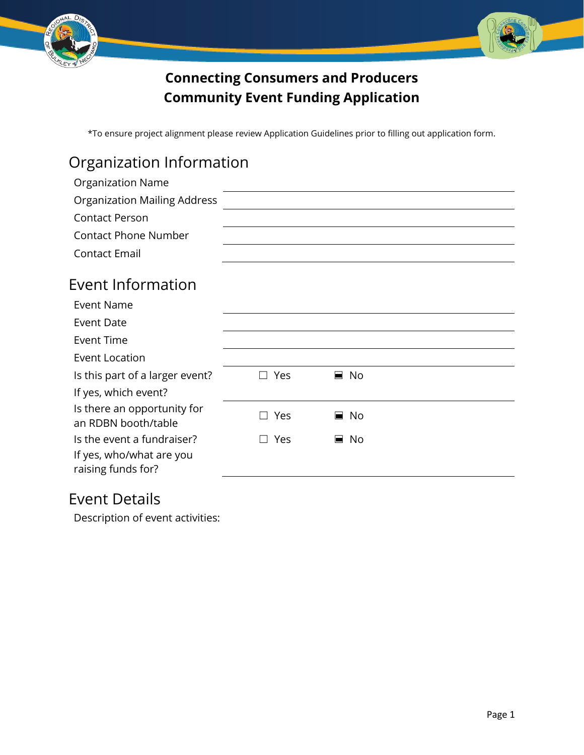# Connecting Consumers and Producers
# Community Event Funding Application

*To ensure project alignment please review Application Guidelines prior to filling out application form.

## Organization Information

| | |
|---|---|
| Organization Name | |
| Organization Mailing Address | |
| Contact Person | |
| Contact Phone Number | |
| Contact Email | |

## Event Information

| | | |
|---|---|---|
| Event Name | | |
| Event Date | | |
| Event Time | | |
| Event Location | | |
| Is this part of a larger event? | ☐ Yes | ■ No |
| If yes, which event? | | |
| Is there an opportunity for an RDBN booth/table | ☐ Yes | ■ No |
| Is the event a fundraiser? | ☐ Yes | ■ No |
| If yes, who/what are you raising funds for? | | |

## Event Details

Description of event activities: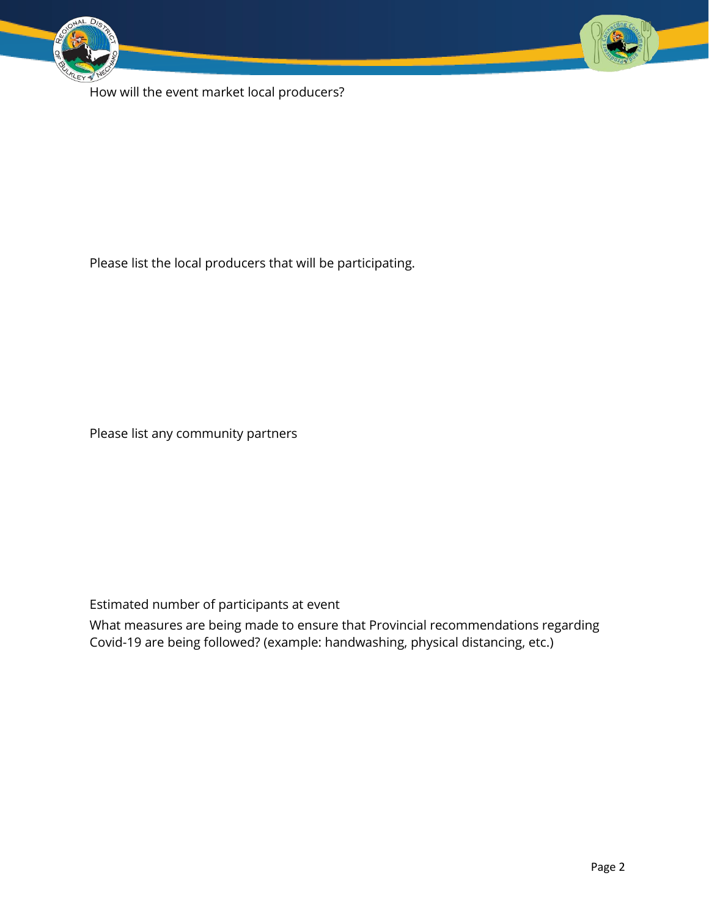How will the event market local producers?

Please list the local producers that will be participating.

Please list any community partners

Estimated number of participants at event

What measures are being made to ensure that Provincial recommendations regarding Covid-19 are being followed? (example: handwashing, physical distancing, etc.)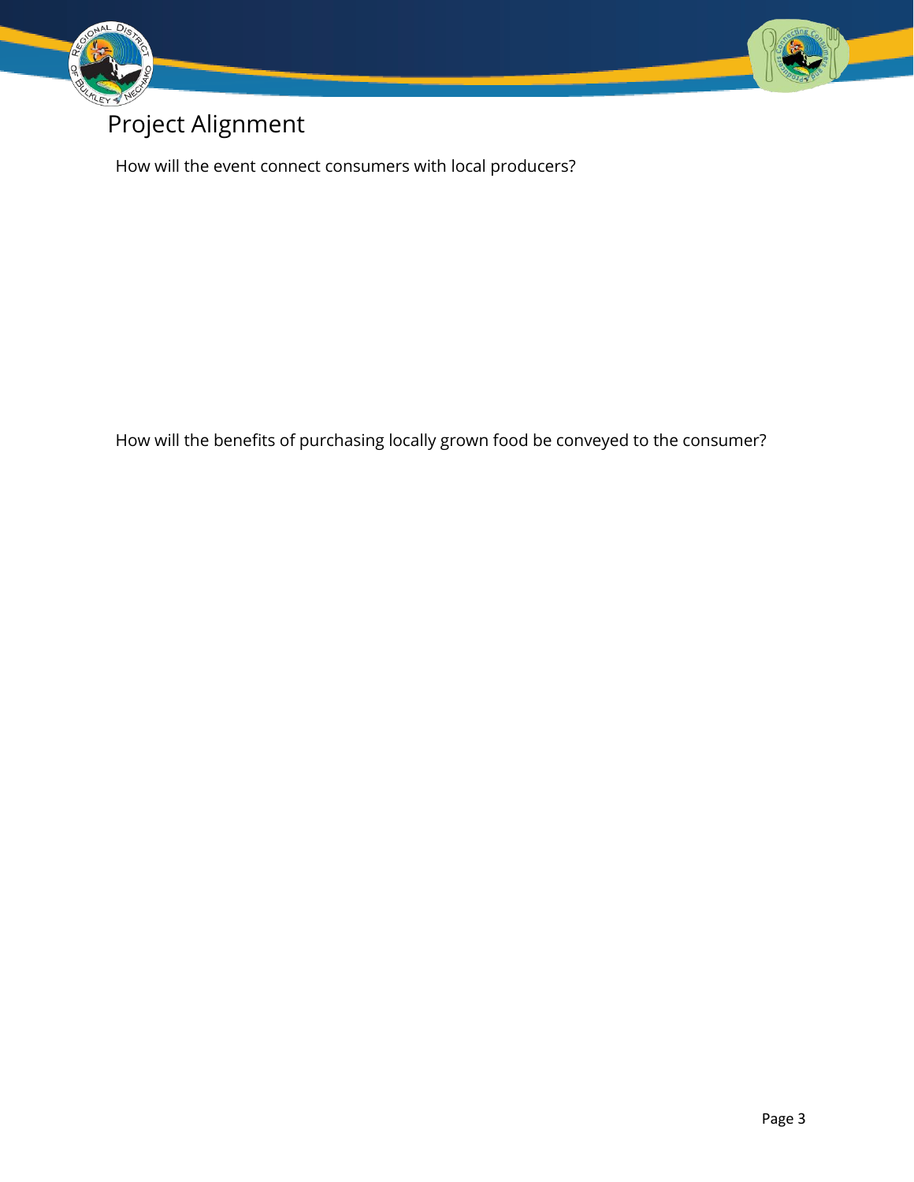# Project Alignment

How will the event connect consumers with local producers?

How will the benefits of purchasing locally grown food be conveyed to the consumer?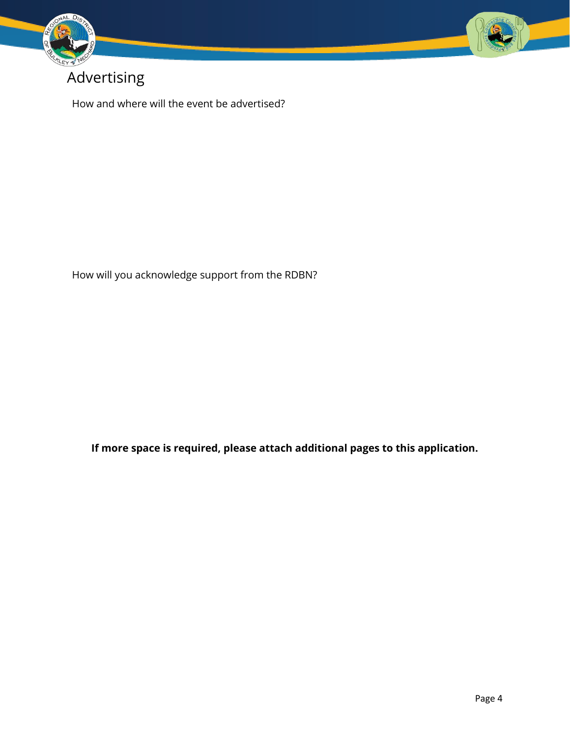# Advertising

How and where will the event be advertised?

How will you acknowledge support from the RDBN?

**If more space is required, please attach additional pages to this application.**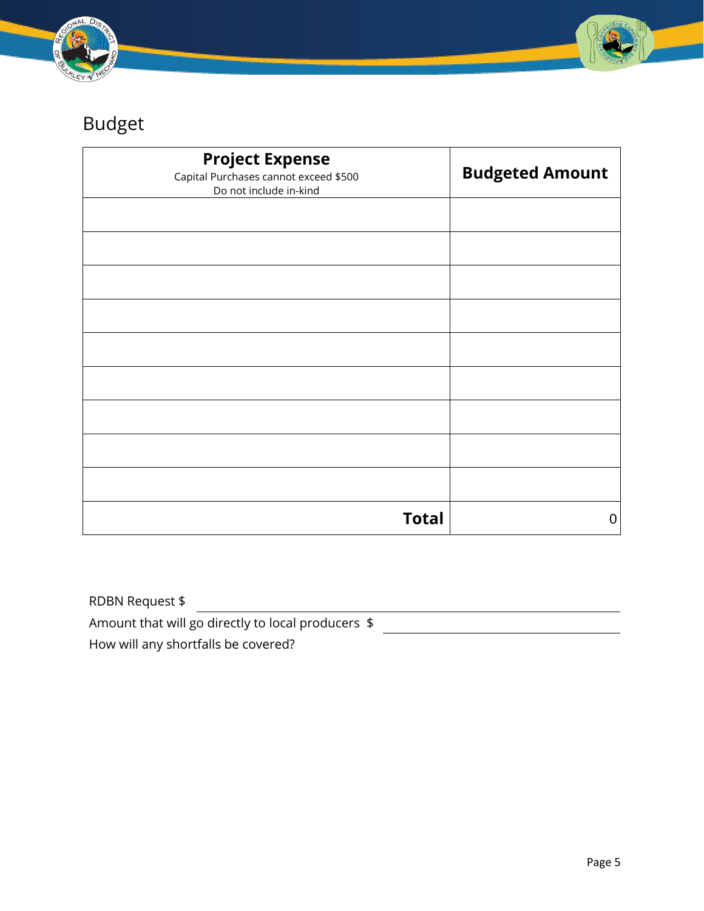## Budget

| **Project Expense**<br>Capital Purchases cannot exceed $500<br>Do not include in-kind | **Budgeted Amount** |
|---|---|
| | |
| | |
| | |
| | |
| | |
| | |
| | |
| | |
| | |
| **Total** | 0 |

RDBN Request $ ______________________________

Amount that will go directly to local producers $ ______________________________

How will any shortfalls be covered?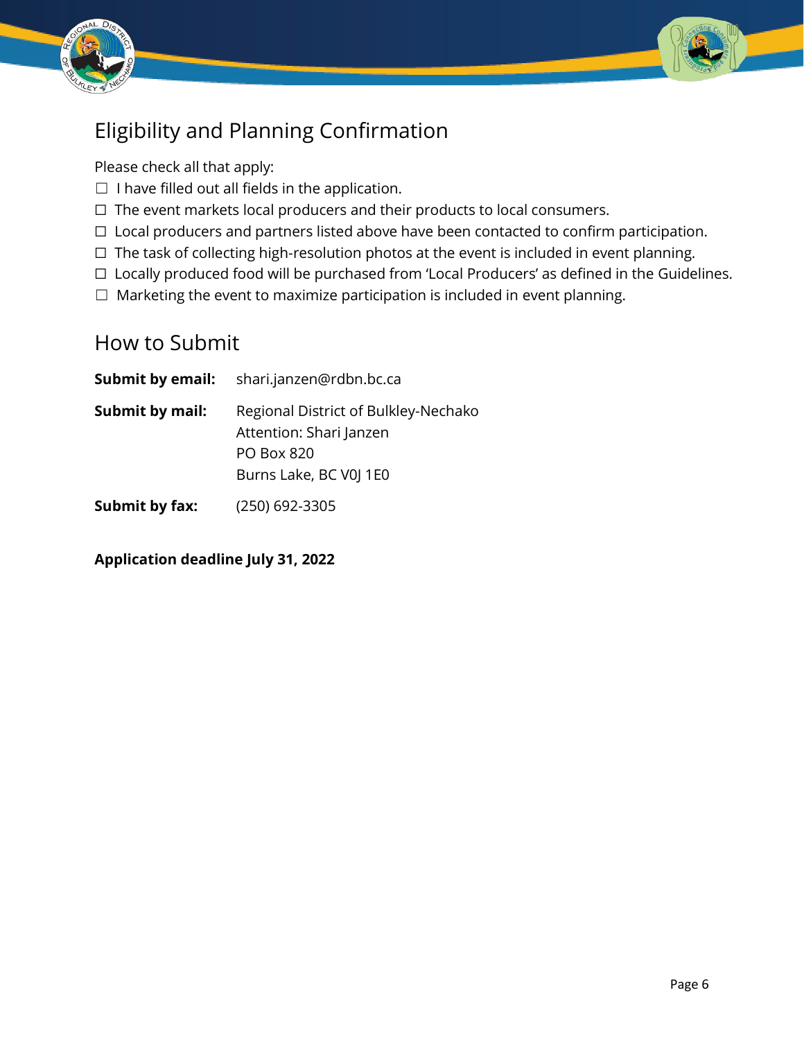## Eligibility and Planning Confirmation

Please check all that apply:

☐ I have filled out all fields in the application.
☐ The event markets local producers and their products to local consumers.
☐ Local producers and partners listed above have been contacted to confirm participation.
☐ The task of collecting high-resolution photos at the event is included in event planning.
☐ Locally produced food will be purchased from 'Local Producers' as defined in the Guidelines.
☐ Marketing the event to maximize participation is included in event planning.

## How to Submit

**Submit by email:** shari.janzen@rdbn.bc.ca

**Submit by mail:** Regional District of Bulkley-Nechako
Attention: Shari Janzen
PO Box 820
Burns Lake, BC V0J 1E0

**Submit by fax:** (250) 692-3305

**Application deadline July 31, 2022**